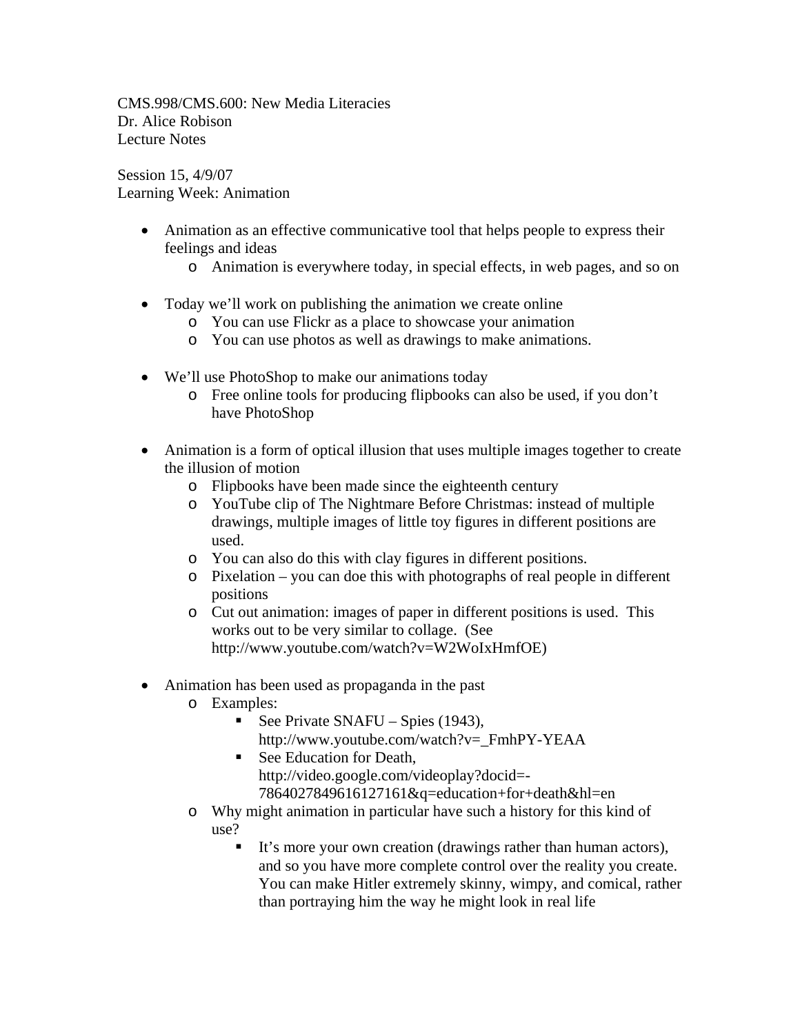CMS.998/CMS.600: New Media Literacies
Dr. Alice Robison
Lecture Notes

Session 15, 4/9/07
Learning Week: Animation

- Animation as an effective communicative tool that helps people to express their feelings and ideas
  - Animation is everywhere today, in special effects, in web pages, and so on

- Today we'll work on publishing the animation we create online
  - You can use Flickr as a place to showcase your animation
  - You can use photos as well as drawings to make animations.

- We'll use PhotoShop to make our animations today
  - Free online tools for producing flipbooks can also be used, if you don't have PhotoShop

- Animation is a form of optical illusion that uses multiple images together to create the illusion of motion
  - Flipbooks have been made since the eighteenth century
  - YouTube clip of The Nightmare Before Christmas: instead of multiple drawings, multiple images of little toy figures in different positions are used.
  - You can also do this with clay figures in different positions.
  - Pixelation – you can doe this with photographs of real people in different positions
  - Cut out animation: images of paper in different positions is used. This works out to be very similar to collage. (See http://www.youtube.com/watch?v=W2WoIxHmfOE)

- Animation has been used as propaganda in the past
  - Examples:
    - See Private SNAFU – Spies (1943), http://www.youtube.com/watch?v=_FmhPY-YEAA
    - See Education for Death, http://video.google.com/videoplay?docid=-7864027849616127161&q=education+for+death&hl=en
  - Why might animation in particular have such a history for this kind of use?
    - It's more your own creation (drawings rather than human actors), and so you have more complete control over the reality you create. You can make Hitler extremely skinny, wimpy, and comical, rather than portraying him the way he might look in real life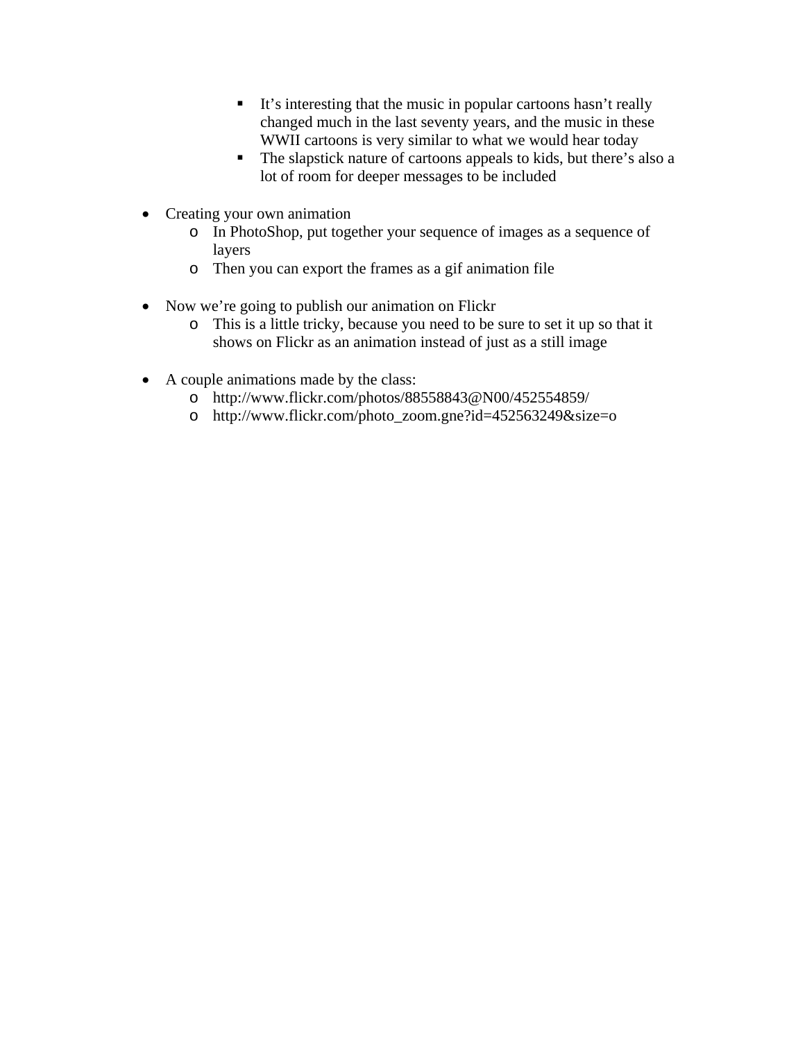- It’s interesting that the music in popular cartoons hasn’t really changed much in the last seventy years, and the music in these WWII cartoons is very similar to what we would hear today
        - The slapstick nature of cartoons appeals to kids, but there’s also a lot of room for deeper messages to be included

- Creating your own animation
    - In PhotoShop, put together your sequence of images as a sequence of layers
    - Then you can export the frames as a gif animation file

- Now we’re going to publish our animation on Flickr
    - This is a little tricky, because you need to be sure to set it up so that it shows on Flickr as an animation instead of just as a still image

- A couple animations made by the class:
    - http://www.flickr.com/photos/88558843@N00/452554859/
    - http://www.flickr.com/photo_zoom.gne?id=452563249&size=o